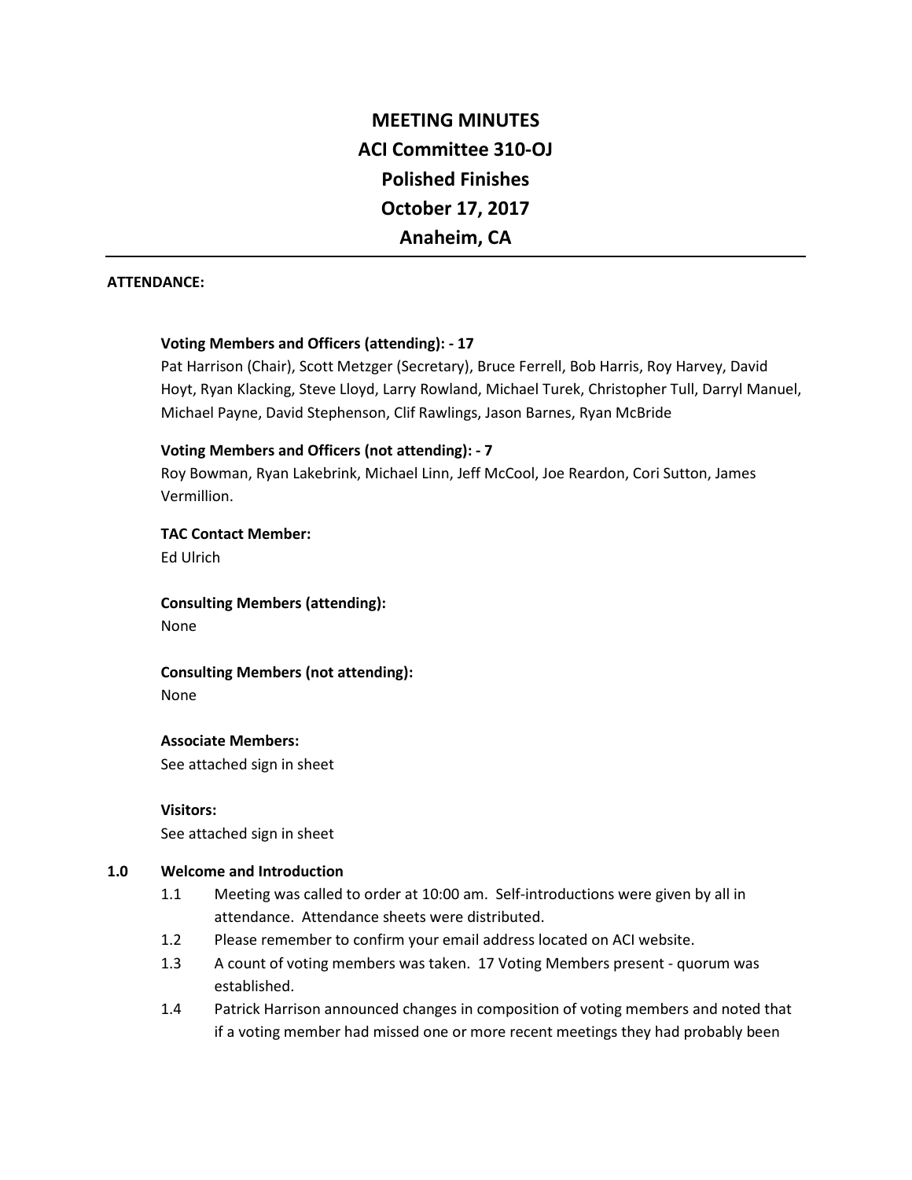# MEETING MINUTES
# ACI Committee 310-OJ
# Polished Finishes
# October 17, 2017
# Anaheim, CA

---

**ATTENDANCE:**

**Voting Members and Officers (attending): - 17**

Pat Harrison (Chair), Scott Metzger (Secretary), Bruce Ferrell, Bob Harris, Roy Harvey, David Hoyt, Ryan Klacking, Steve Lloyd, Larry Rowland, Michael Turek, Christopher Tull, Darryl Manuel, Michael Payne, David Stephenson, Clif Rawlings, Jason Barnes, Ryan McBride

**Voting Members and Officers (not attending): - 7**

Roy Bowman, Ryan Lakebrink, Michael Linn, Jeff McCool, Joe Reardon, Cori Sutton, James Vermillion.

**TAC Contact Member:**

Ed Ulrich

**Consulting Members (attending):**

None

**Consulting Members (not attending):**

None

**Associate Members:**

See attached sign in sheet

**Visitors:**

See attached sign in sheet

**1.0 Welcome and Introduction**

1.1 Meeting was called to order at 10:00 am. Self-introductions were given by all in attendance. Attendance sheets were distributed.

1.2 Please remember to confirm your email address located on ACI website.

1.3 A count of voting members was taken. 17 Voting Members present - quorum was established.

1.4 Patrick Harrison announced changes in composition of voting members and noted that if a voting member had missed one or more recent meetings they had probably been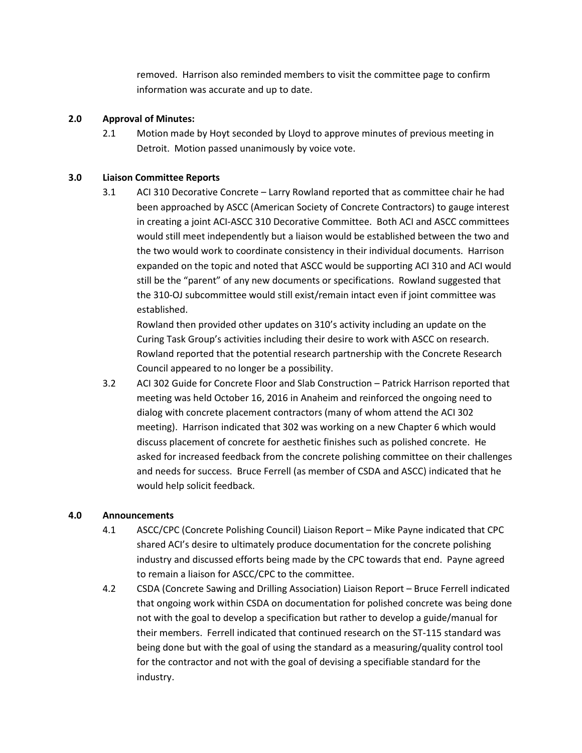removed. Harrison also reminded members to visit the committee page to confirm information was accurate and up to date.

**2.0 Approval of Minutes:**

2.1 Motion made by Hoyt seconded by Lloyd to approve minutes of previous meeting in Detroit. Motion passed unanimously by voice vote.

**3.0 Liaison Committee Reports**

3.1 ACI 310 Decorative Concrete – Larry Rowland reported that as committee chair he had been approached by ASCC (American Society of Concrete Contractors) to gauge interest in creating a joint ACI-ASCC 310 Decorative Committee. Both ACI and ASCC committees would still meet independently but a liaison would be established between the two and the two would work to coordinate consistency in their individual documents. Harrison expanded on the topic and noted that ASCC would be supporting ACI 310 and ACI would still be the "parent" of any new documents or specifications. Rowland suggested that the 310-OJ subcommittee would still exist/remain intact even if joint committee was established.

Rowland then provided other updates on 310's activity including an update on the Curing Task Group's activities including their desire to work with ASCC on research. Rowland reported that the potential research partnership with the Concrete Research Council appeared to no longer be a possibility.

3.2 ACI 302 Guide for Concrete Floor and Slab Construction – Patrick Harrison reported that meeting was held October 16, 2016 in Anaheim and reinforced the ongoing need to dialog with concrete placement contractors (many of whom attend the ACI 302 meeting). Harrison indicated that 302 was working on a new Chapter 6 which would discuss placement of concrete for aesthetic finishes such as polished concrete. He asked for increased feedback from the concrete polishing committee on their challenges and needs for success. Bruce Ferrell (as member of CSDA and ASCC) indicated that he would help solicit feedback.

**4.0 Announcements**

4.1 ASCC/CPC (Concrete Polishing Council) Liaison Report – Mike Payne indicated that CPC shared ACI's desire to ultimately produce documentation for the concrete polishing industry and discussed efforts being made by the CPC towards that end. Payne agreed to remain a liaison for ASCC/CPC to the committee.

4.2 CSDA (Concrete Sawing and Drilling Association) Liaison Report – Bruce Ferrell indicated that ongoing work within CSDA on documentation for polished concrete was being done not with the goal to develop a specification but rather to develop a guide/manual for their members. Ferrell indicated that continued research on the ST-115 standard was being done but with the goal of using the standard as a measuring/quality control tool for the contractor and not with the goal of devising a specifiable standard for the industry.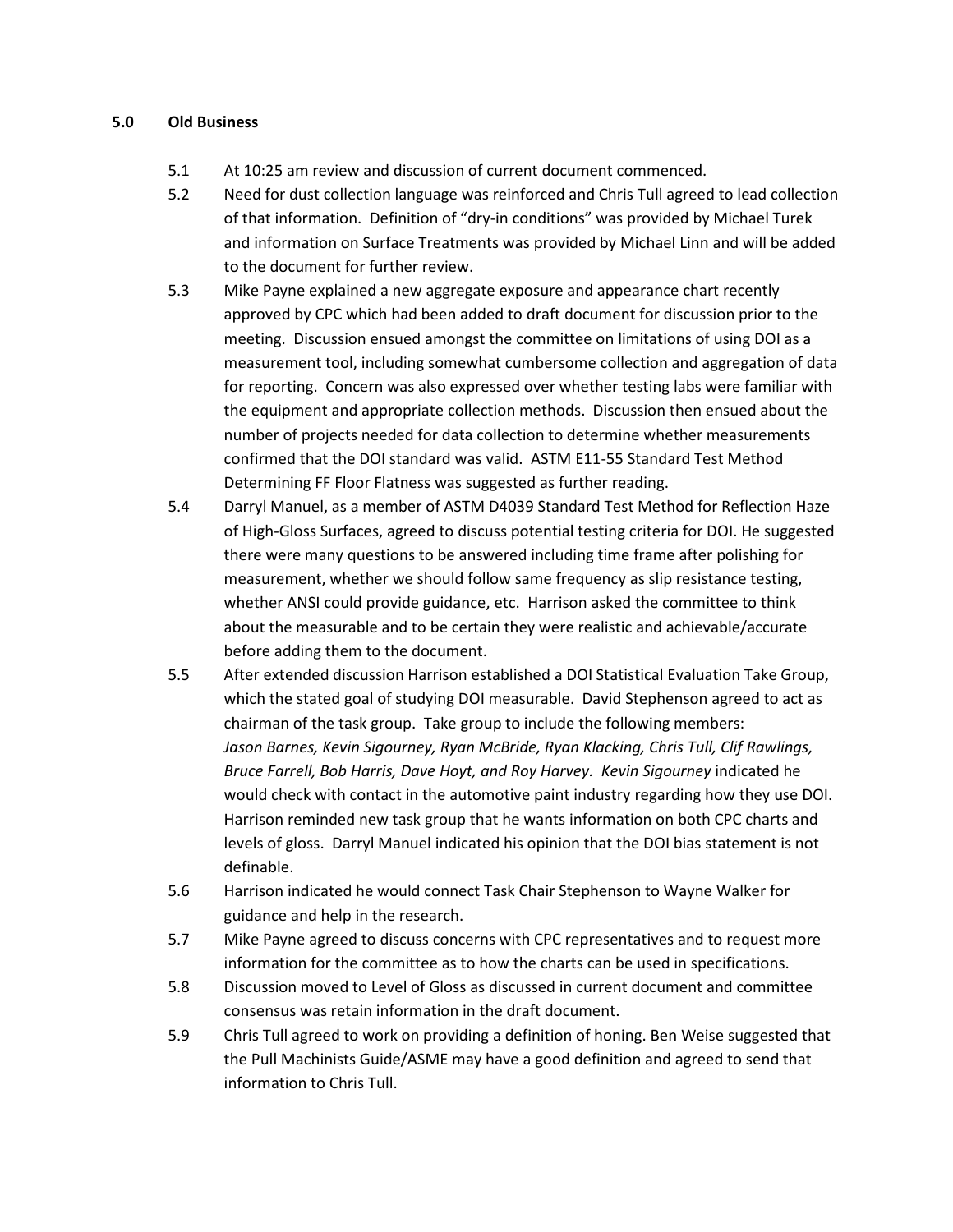## 5.0 Old Business

5.1 At 10:25 am review and discussion of current document commenced.

5.2 Need for dust collection language was reinforced and Chris Tull agreed to lead collection of that information. Definition of "dry-in conditions" was provided by Michael Turek and information on Surface Treatments was provided by Michael Linn and will be added to the document for further review.

5.3 Mike Payne explained a new aggregate exposure and appearance chart recently approved by CPC which had been added to draft document for discussion prior to the meeting. Discussion ensued amongst the committee on limitations of using DOI as a measurement tool, including somewhat cumbersome collection and aggregation of data for reporting. Concern was also expressed over whether testing labs were familiar with the equipment and appropriate collection methods. Discussion then ensued about the number of projects needed for data collection to determine whether measurements confirmed that the DOI standard was valid. ASTM E11-55 Standard Test Method Determining FF Floor Flatness was suggested as further reading.

5.4 Darryl Manuel, as a member of ASTM D4039 Standard Test Method for Reflection Haze of High-Gloss Surfaces, agreed to discuss potential testing criteria for DOI. He suggested there were many questions to be answered including time frame after polishing for measurement, whether we should follow same frequency as slip resistance testing, whether ANSI could provide guidance, etc. Harrison asked the committee to think about the measurable and to be certain they were realistic and achievable/accurate before adding them to the document.

5.5 After extended discussion Harrison established a DOI Statistical Evaluation Take Group, which the stated goal of studying DOI measurable. David Stephenson agreed to act as chairman of the task group. Take group to include the following members: *Jason Barnes, Kevin Sigourney, Ryan McBride, Ryan Klacking, Chris Tull, Clif Rawlings, Bruce Farrell, Bob Harris, Dave Hoyt, and Roy Harvey. Kevin Sigourney* indicated he would check with contact in the automotive paint industry regarding how they use DOI. Harrison reminded new task group that he wants information on both CPC charts and levels of gloss. Darryl Manuel indicated his opinion that the DOI bias statement is not definable.

5.6 Harrison indicated he would connect Task Chair Stephenson to Wayne Walker for guidance and help in the research.

5.7 Mike Payne agreed to discuss concerns with CPC representatives and to request more information for the committee as to how the charts can be used in specifications.

5.8 Discussion moved to Level of Gloss as discussed in current document and committee consensus was retain information in the draft document.

5.9 Chris Tull agreed to work on providing a definition of honing. Ben Weise suggested that the Pull Machinists Guide/ASME may have a good definition and agreed to send that information to Chris Tull.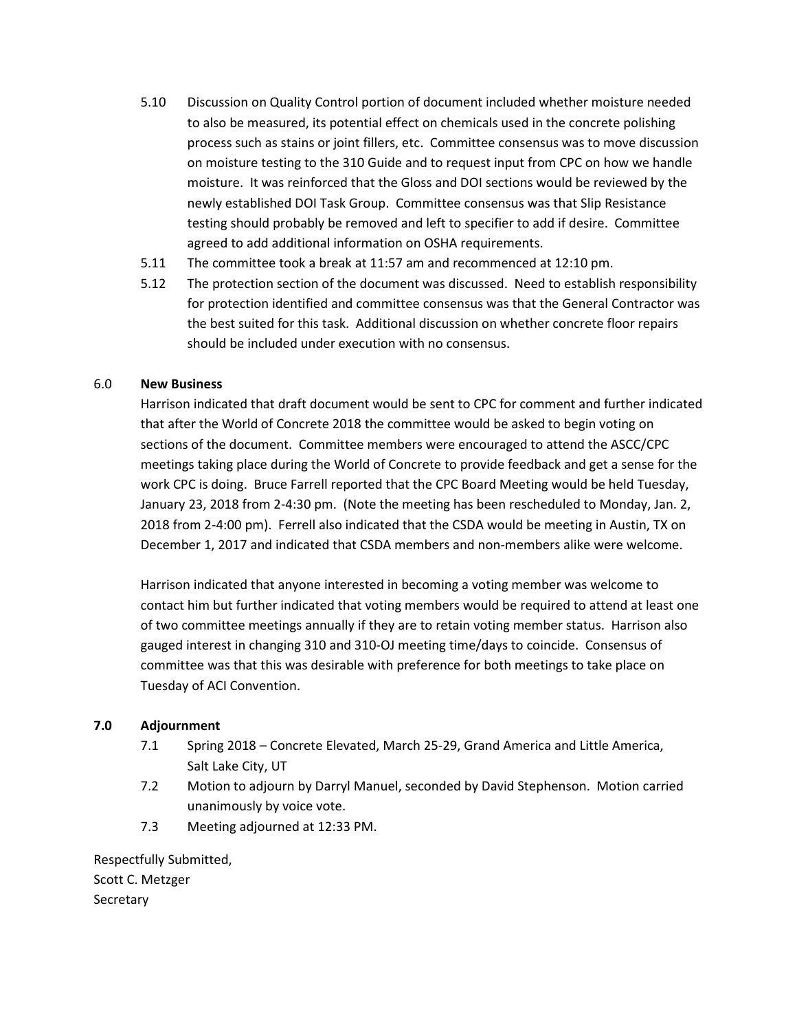5.10 Discussion on Quality Control portion of document included whether moisture needed to also be measured, its potential effect on chemicals used in the concrete polishing process such as stains or joint fillers, etc. Committee consensus was to move discussion on moisture testing to the 310 Guide and to request input from CPC on how we handle moisture. It was reinforced that the Gloss and DOI sections would be reviewed by the newly established DOI Task Group. Committee consensus was that Slip Resistance testing should probably be removed and left to specifier to add if desire. Committee agreed to add additional information on OSHA requirements.

5.11 The committee took a break at 11:57 am and recommenced at 12:10 pm.

5.12 The protection section of the document was discussed. Need to establish responsibility for protection identified and committee consensus was that the General Contractor was the best suited for this task. Additional discussion on whether concrete floor repairs should be included under execution with no consensus.

6.0 **New Business**

Harrison indicated that draft document would be sent to CPC for comment and further indicated that after the World of Concrete 2018 the committee would be asked to begin voting on sections of the document. Committee members were encouraged to attend the ASCC/CPC meetings taking place during the World of Concrete to provide feedback and get a sense for the work CPC is doing. Bruce Farrell reported that the CPC Board Meeting would be held Tuesday, January 23, 2018 from 2-4:30 pm. (Note the meeting has been rescheduled to Monday, Jan. 2, 2018 from 2-4:00 pm). Ferrell also indicated that the CSDA would be meeting in Austin, TX on December 1, 2017 and indicated that CSDA members and non-members alike were welcome.

Harrison indicated that anyone interested in becoming a voting member was welcome to contact him but further indicated that voting members would be required to attend at least one of two committee meetings annually if they are to retain voting member status. Harrison also gauged interest in changing 310 and 310-OJ meeting time/days to coincide. Consensus of committee was that this was desirable with preference for both meetings to take place on Tuesday of ACI Convention.

**7.0 Adjournment**

7.1 Spring 2018 – Concrete Elevated, March 25-29, Grand America and Little America, Salt Lake City, UT

7.2 Motion to adjourn by Darryl Manuel, seconded by David Stephenson. Motion carried unanimously by voice vote.

7.3 Meeting adjourned at 12:33 PM.

Respectfully Submitted,
Scott C. Metzger
Secretary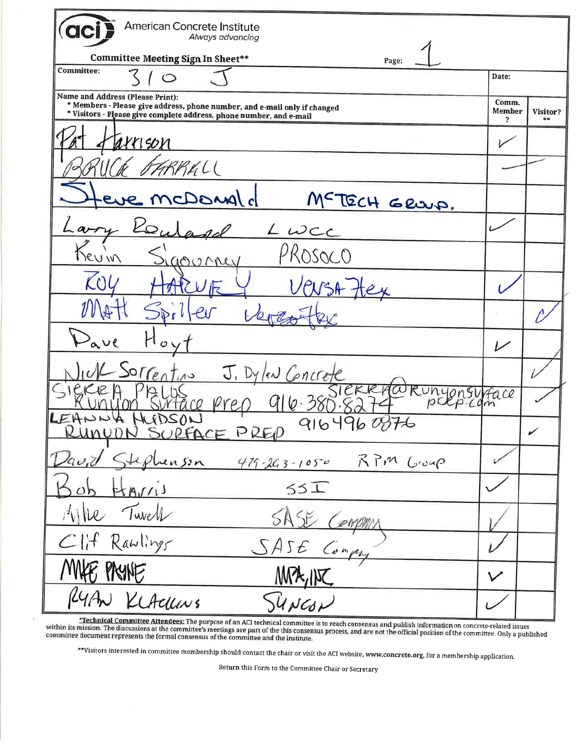**aci** American Concrete Institute
*Always advancing*

**Committee Meeting Sign In Sheet****

Page: 1

**Committee:** 310 J

**Date:**

**Name and Address (Please Print):**
* **Members - Please give address, phone number, and e-mail only if changed**
* **Visitors - Please give complete address, phone number, and e-mail**

| Name and Address | Comm. Member ? | Visitor? ** |
|---|---|---|
| Pat Harrison | ✓ | |
| BRUCE FARRELL | — | — |
| Steve McDonald MCTECH GROUP. | | |
| Larry Rowland LWCC | ✓ | |
| Kevin Sigourney PROSOCO | | |
| ROY HARVEY VersaFlex | ✓ | |
| Matt Spiller VersaFlex | | ✓ |
| Dave Hoyt | ✓ | |
| Nick Sorrentino J. Dylan Concrete | | ✓ |
| SIERRA PALOS Runyon Surface Prep 916-380-8274 SIERRA@Runyonsurfaceprep.com | | ✓ |
| LEANNA HUDSON RUNYON SURFACE PREP 9164960876 | | ✓ |
| David Stephenson 479-263-1050 RPM Group | ✓ | |
| Bob Harris SSI | ✓ | |
| Mike Tuvell SASE Company | ✓ | |
| Clif Rawlings SASE Company | ✓ | |
| MIKE PAYNE MPA, INC | ✓ | |
| RYAN KLACKINS SUNCON | ✓ | |

*Technical Committee Attendees: The purpose of an ACI technical committee is to reach consensus and publish information on concrete-related issues within its mission. The discussions at the committee's meetings are part of the this consensus process, and are not the official position of the committee. Only a published committee document represents the formal consensus of the committee and the institute.

**Visitors interested in committee membership should contact the chair or visit the ACI website, **www.concrete.org**, for a membership application.

Return this Form to the Committee Chair or Secretary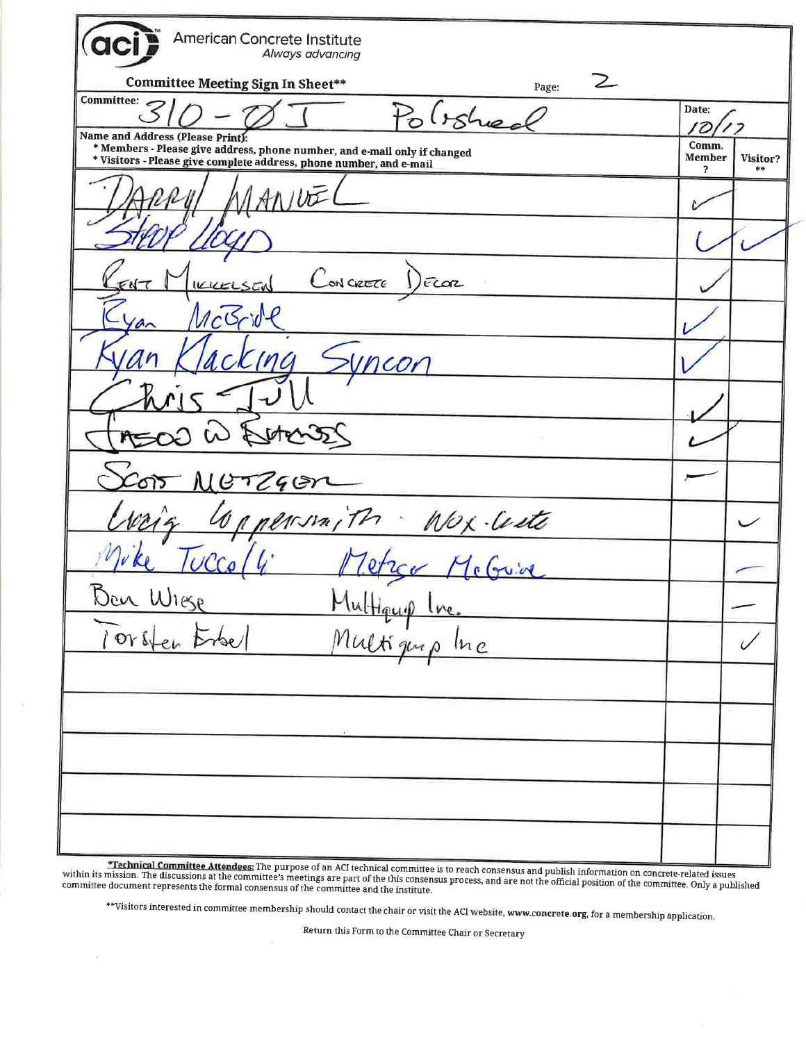**aci** American Concrete Institute
*Always advancing*

**Committee Meeting Sign In Sheet****

Page: 2

**Committee:** 310 - ØJ Polished

**Date:** 10/17

**Name and Address (Please Print):**
* Members - Please give address, phone number, and e-mail only if changed
* Visitors - Please give complete address, phone number, and e-mail

| Name and Address | Comm. Member? | Visitor? ** |
|---|---|---|
| DARRYL MANUEL | ✓ | |
| Steve Lloyd | ✓ | ✓ |
| Bent Mikkelsen Concrete Decor | ✓ | |
| Ryan McBride | ✓ | |
| Ryan Klacking Syncon | ✓ | |
| Chris Tull | ✓ | |
| Jason W Bateas | ✓ | |
| Scott Metzger | — | |
| Craig Wappensmith Wax-Crete | | ✓ |
| Mike Tuccolli Metzger McGuire | | — |
| Ben Wiese Multiquip Inc. | | — |
| Torsten Erbel Multiquip Inc | | ✓ |
| | | |
| | | |
| | | |
| | | |
| | | |

***Technical Committee Attendees:** The purpose of an ACI technical committee is to reach consensus and publish information on concrete-related issues within its mission. The discussions at the committee's meetings are part of the this consensus process, and are not the official position of the committee. Only a published committee document represents the formal consensus of the committee and the institute.

**Visitors interested in committee membership should contact the chair or visit the ACI website, **www.concrete.org**, for a membership application.

Return this Form to the Committee Chair or Secretary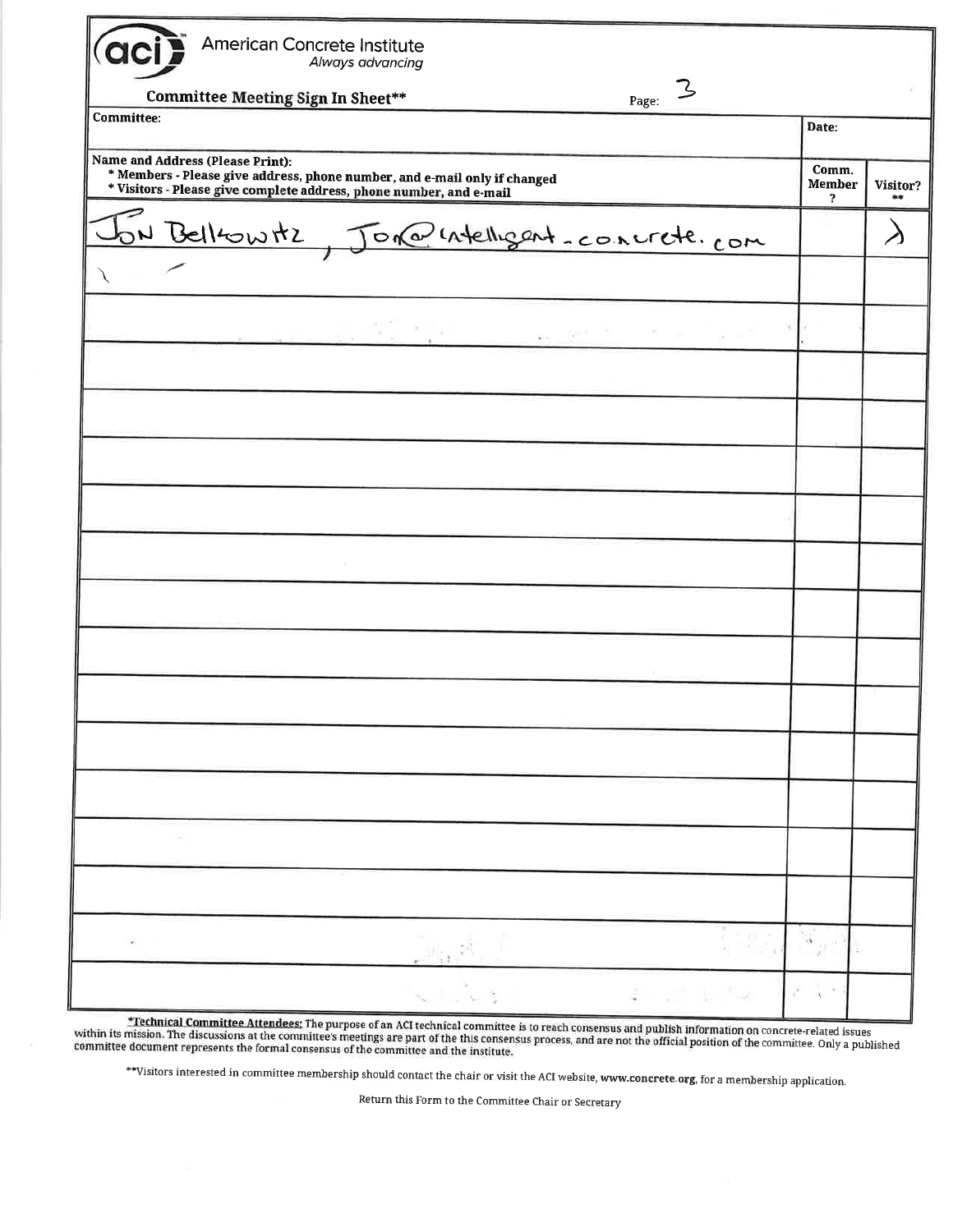**aci** American Concrete Institute
*Always advancing*

**Committee Meeting Sign In Sheet****

Page: 3

| **Committee:** | **Date:** | |
|---|---|---|
| **Name and Address (Please Print):**<br>**\* Members - Please give address, phone number, and e-mail only if changed**<br>**\* Visitors - Please give complete address, phone number, and e-mail** | **Comm. Member ?** | **Visitor? \*\*** |
| JON Belkowitz, Jon@intelligent-concrete.com | | ✓ |
| | | |
| | | |
| | | |
| | | |
| | | |
| | | |
| | | |
| | | |
| | | |
| | | |
| | | |
| | | |
| | | |
| | | |
| | | |
| | | |

**\*Technical Committee Attendees:** The purpose of an ACI technical committee is to reach consensus and publish information on concrete-related issues within its mission. The discussions at the committee's meetings are part of the this consensus process, and are not the official position of the committee. Only a published committee document represents the formal consensus of the committee and the institute.

\*\*Visitors interested in committee membership should contact the chair or visit the ACI website, **www.concrete.org**, for a membership application.

Return this Form to the Committee Chair or Secretary